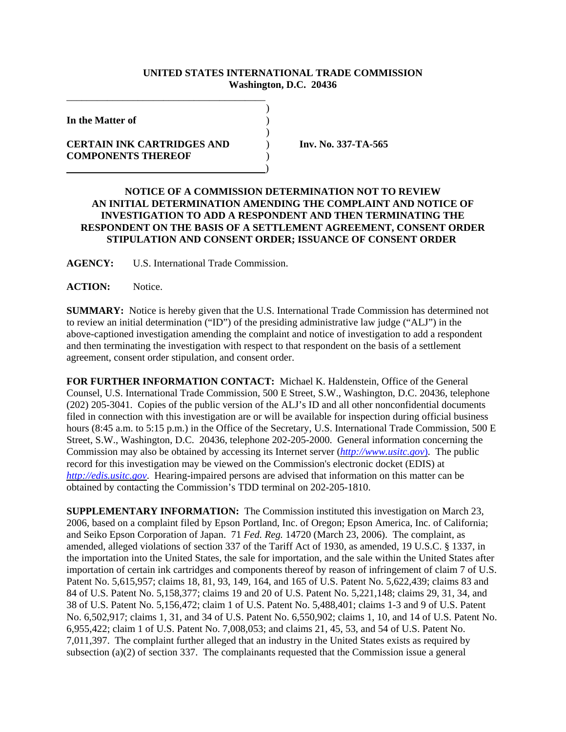**UNITED STATES INTERNATIONAL TRADE COMMISSION**
**Washington, D.C. 20436**

**In the Matter of**

**CERTAIN INK CARTRIDGES AND COMPONENTS THEREOF**

**Inv. No. 337-TA-565**

## NOTICE OF A COMMISSION DETERMINATION NOT TO REVIEW AN INITIAL DETERMINATION AMENDING THE COMPLAINT AND NOTICE OF INVESTIGATION TO ADD A RESPONDENT AND THEN TERMINATING THE RESPONDENT ON THE BASIS OF A SETTLEMENT AGREEMENT, CONSENT ORDER STIPULATION AND CONSENT ORDER; ISSUANCE OF CONSENT ORDER

**AGENCY:** U.S. International Trade Commission.

**ACTION:** Notice.

**SUMMARY:** Notice is hereby given that the U.S. International Trade Commission has determined not to review an initial determination ("ID") of the presiding administrative law judge ("ALJ") in the above-captioned investigation amending the complaint and notice of investigation to add a respondent and then terminating the investigation with respect to that respondent on the basis of a settlement agreement, consent order stipulation, and consent order.

**FOR FURTHER INFORMATION CONTACT:** Michael K. Haldenstein, Office of the General Counsel, U.S. International Trade Commission, 500 E Street, S.W., Washington, D.C. 20436, telephone (202) 205-3041. Copies of the public version of the ALJ's ID and all other nonconfidential documents filed in connection with this investigation are or will be available for inspection during official business hours (8:45 a.m. to 5:15 p.m.) in the Office of the Secretary, U.S. International Trade Commission, 500 E Street, S.W., Washington, D.C. 20436, telephone 202-205-2000. General information concerning the Commission may also be obtained by accessing its Internet server (*http://www.usitc.gov*). The public record for this investigation may be viewed on the Commission's electronic docket (EDIS) at *http://edis.usitc.gov*. Hearing-impaired persons are advised that information on this matter can be obtained by contacting the Commission's TDD terminal on 202-205-1810.

**SUPPLEMENTARY INFORMATION:** The Commission instituted this investigation on March 23, 2006, based on a complaint filed by Epson Portland, Inc. of Oregon; Epson America, Inc. of California; and Seiko Epson Corporation of Japan. 71 *Fed. Reg.* 14720 (March 23, 2006). The complaint, as amended, alleged violations of section 337 of the Tariff Act of 1930, as amended, 19 U.S.C. § 1337, in the importation into the United States, the sale for importation, and the sale within the United States after importation of certain ink cartridges and components thereof by reason of infringement of claim 7 of U.S. Patent No. 5,615,957; claims 18, 81, 93, 149, 164, and 165 of U.S. Patent No. 5,622,439; claims 83 and 84 of U.S. Patent No. 5,158,377; claims 19 and 20 of U.S. Patent No. 5,221,148; claims 29, 31, 34, and 38 of U.S. Patent No. 5,156,472; claim 1 of U.S. Patent No. 5,488,401; claims 1-3 and 9 of U.S. Patent No. 6,502,917; claims 1, 31, and 34 of U.S. Patent No. 6,550,902; claims 1, 10, and 14 of U.S. Patent No. 6,955,422; claim 1 of U.S. Patent No. 7,008,053; and claims 21, 45, 53, and 54 of U.S. Patent No. 7,011,397. The complaint further alleged that an industry in the United States exists as required by subsection (a)(2) of section 337. The complainants requested that the Commission issue a general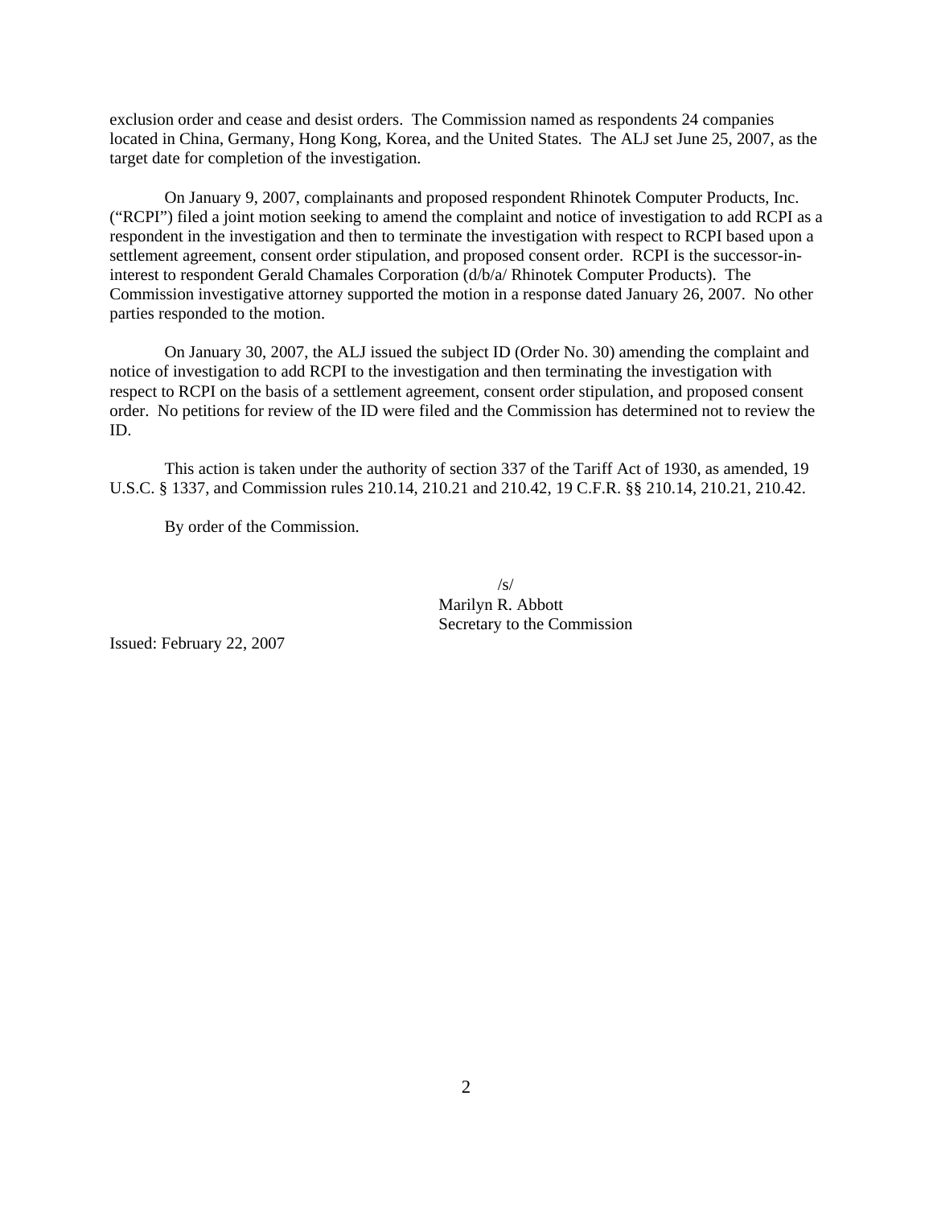exclusion order and cease and desist orders. The Commission named as respondents 24 companies located in China, Germany, Hong Kong, Korea, and the United States. The ALJ set June 25, 2007, as the target date for completion of the investigation.

On January 9, 2007, complainants and proposed respondent Rhinotek Computer Products, Inc. ("RCPI") filed a joint motion seeking to amend the complaint and notice of investigation to add RCPI as a respondent in the investigation and then to terminate the investigation with respect to RCPI based upon a settlement agreement, consent order stipulation, and proposed consent order. RCPI is the successor-in-interest to respondent Gerald Chamales Corporation (d/b/a/ Rhinotek Computer Products). The Commission investigative attorney supported the motion in a response dated January 26, 2007. No other parties responded to the motion.

On January 30, 2007, the ALJ issued the subject ID (Order No. 30) amending the complaint and notice of investigation to add RCPI to the investigation and then terminating the investigation with respect to RCPI on the basis of a settlement agreement, consent order stipulation, and proposed consent order. No petitions for review of the ID were filed and the Commission has determined not to review the ID.

This action is taken under the authority of section 337 of the Tariff Act of 1930, as amended, 19 U.S.C. § 1337, and Commission rules 210.14, 210.21 and 210.42, 19 C.F.R. §§ 210.14, 210.21, 210.42.

By order of the Commission.

/s/
Marilyn R. Abbott
Secretary to the Commission

Issued: February 22, 2007